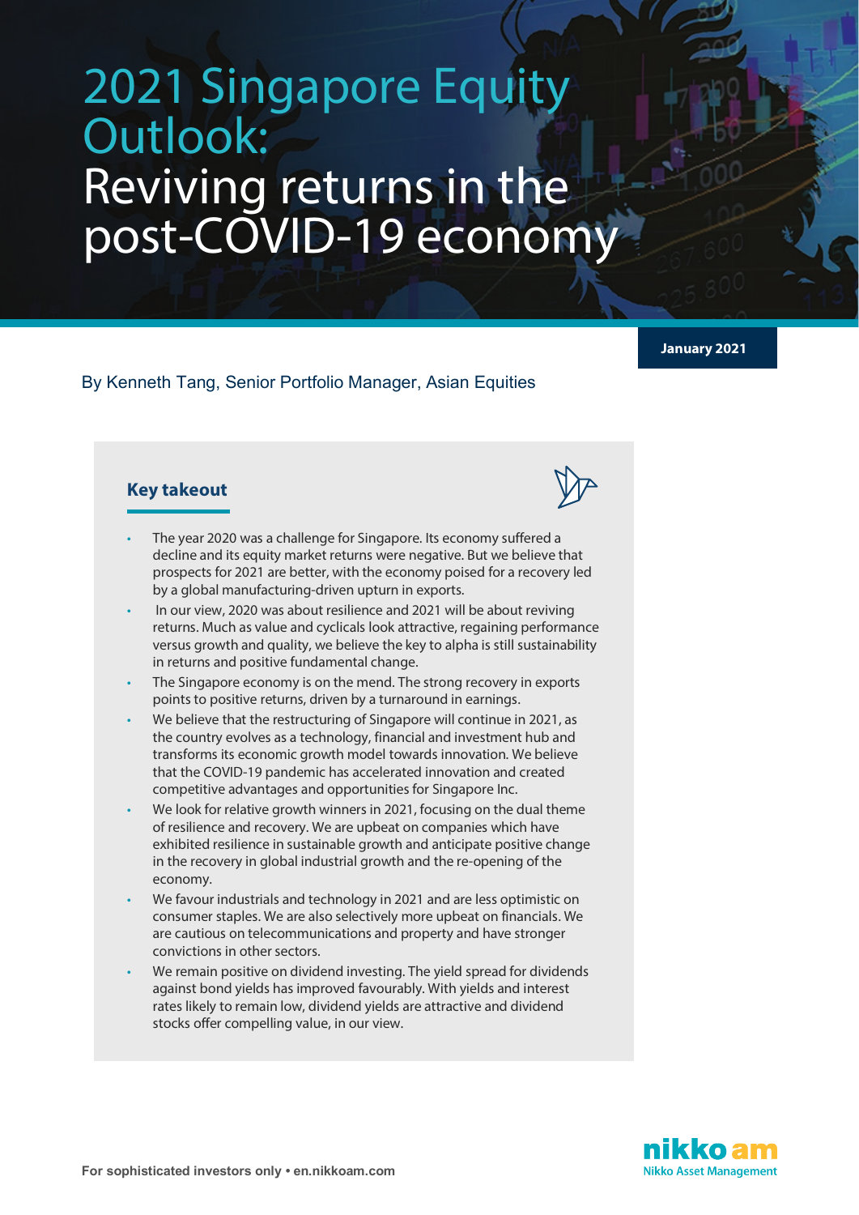# 2021 Singapore Equity Outlook: Reviving returns in the post-COVID-19 economy

**January 2021**

By Kenneth Tang, Senior Portfolio Manager, Asian Equities

## Key takeout

- The year 2020 was a challenge for Singapore. Its economy suffered a decline and its equity market returns were negative. But we believe that prospects for 2021 are better, with the economy poised for a recovery led by a global manufacturing-driven upturn in exports.
- In our view, 2020 was about resilience and 2021 will be about reviving returns. Much as value and cyclicals look attractive, regaining performance versus growth and quality, we believe the key to alpha is still sustainability in returns and positive fundamental change.
- The Singapore economy is on the mend. The strong recovery in exports points to positive returns, driven by a turnaround in earnings.
- We believe that the restructuring of Singapore will continue in 2021, as the country evolves as a technology, financial and investment hub and transforms its economic growth model towards innovation. We believe that the COVID-19 pandemic has accelerated innovation and created competitive advantages and opportunities for Singapore Inc.
- We look for relative growth winners in 2021, focusing on the dual theme of resilience and recovery. We are upbeat on companies which have exhibited resilience in sustainable growth and anticipate positive change in the recovery in global industrial growth and the re-opening of the economy.
- We favour industrials and technology in 2021 and are less optimistic on consumer staples. We are also selectively more upbeat on financials. We are cautious on telecommunications and property and have stronger convictions in other sectors.
- We remain positive on dividend investing. The yield spread for dividends against bond yields has improved favourably. With yields and interest rates likely to remain low, dividend yields are attractive and dividend stocks offer compelling value, in our view.

For sophisticated investors only • en.nikkoam.com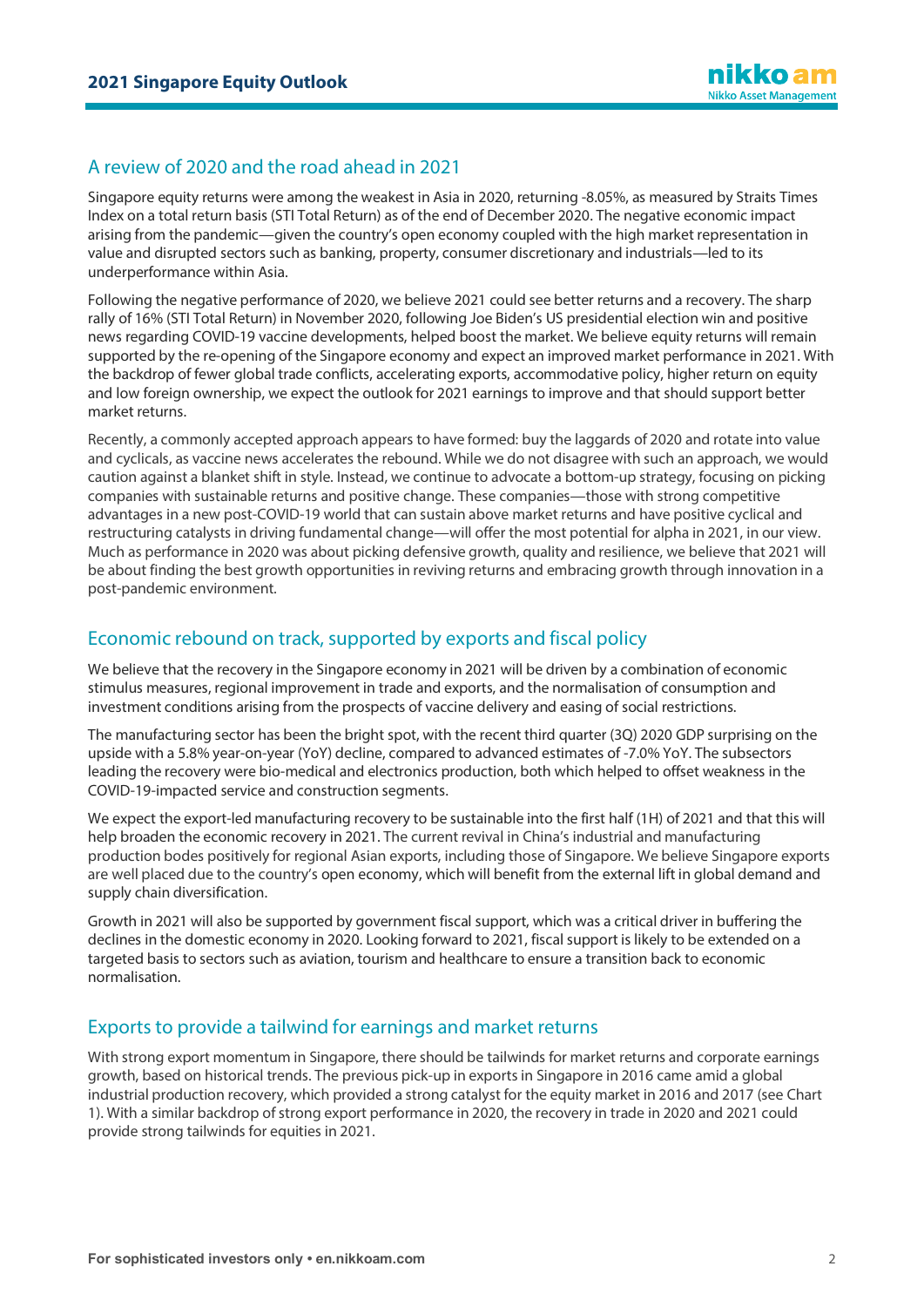## A review of 2020 and the road ahead in 2021

Singapore equity returns were among the weakest in Asia in 2020, returning -8.05%, as measured by Straits Times Index on a total return basis (STI Total Return) as of the end of December 2020. The negative economic impact arising from the pandemic—given the country's open economy coupled with the high market representation in value and disrupted sectors such as banking, property, consumer discretionary and industrials—led to its underperformance within Asia.

Following the negative performance of 2020, we believe 2021 could see better returns and a recovery. The sharp rally of 16% (STI Total Return) in November 2020, following Joe Biden's US presidential election win and positive news regarding COVID-19 vaccine developments, helped boost the market. We believe equity returns will remain supported by the re-opening of the Singapore economy and expect an improved market performance in 2021. With the backdrop of fewer global trade conflicts, accelerating exports, accommodative policy, higher return on equity and low foreign ownership, we expect the outlook for 2021 earnings to improve and that should support better market returns.

Recently, a commonly accepted approach appears to have formed: buy the laggards of 2020 and rotate into value and cyclicals, as vaccine news accelerates the rebound. While we do not disagree with such an approach, we would caution against a blanket shift in style. Instead, we continue to advocate a bottom-up strategy, focusing on picking companies with sustainable returns and positive change. These companies—those with strong competitive advantages in a new post-COVID-19 world that can sustain above market returns and have positive cyclical and restructuring catalysts in driving fundamental change—will offer the most potential for alpha in 2021, in our view. Much as performance in 2020 was about picking defensive growth, quality and resilience, we believe that 2021 will be about finding the best growth opportunities in reviving returns and embracing growth through innovation in a post-pandemic environment.

## Economic rebound on track, supported by exports and fiscal policy

We believe that the recovery in the Singapore economy in 2021 will be driven by a combination of economic stimulus measures, regional improvement in trade and exports, and the normalisation of consumption and investment conditions arising from the prospects of vaccine delivery and easing of social restrictions.

The manufacturing sector has been the bright spot, with the recent third quarter (3Q) 2020 GDP surprising on the upside with a 5.8% year-on-year (YoY) decline, compared to advanced estimates of -7.0% YoY. The subsectors leading the recovery were bio-medical and electronics production, both which helped to offset weakness in the COVID-19-impacted service and construction segments.

We expect the export-led manufacturing recovery to be sustainable into the first half (1H) of 2021 and that this will help broaden the economic recovery in 2021. The current revival in China's industrial and manufacturing production bodes positively for regional Asian exports, including those of Singapore. We believe Singapore exports are well placed due to the country's open economy, which will benefit from the external lift in global demand and supply chain diversification.

Growth in 2021 will also be supported by government fiscal support, which was a critical driver in buffering the declines in the domestic economy in 2020. Looking forward to 2021, fiscal support is likely to be extended on a targeted basis to sectors such as aviation, tourism and healthcare to ensure a transition back to economic normalisation.

## Exports to provide a tailwind for earnings and market returns

With strong export momentum in Singapore, there should be tailwinds for market returns and corporate earnings growth, based on historical trends. The previous pick-up in exports in Singapore in 2016 came amid a global industrial production recovery, which provided a strong catalyst for the equity market in 2016 and 2017 (see Chart 1). With a similar backdrop of strong export performance in 2020, the recovery in trade in 2020 and 2021 could provide strong tailwinds for equities in 2021.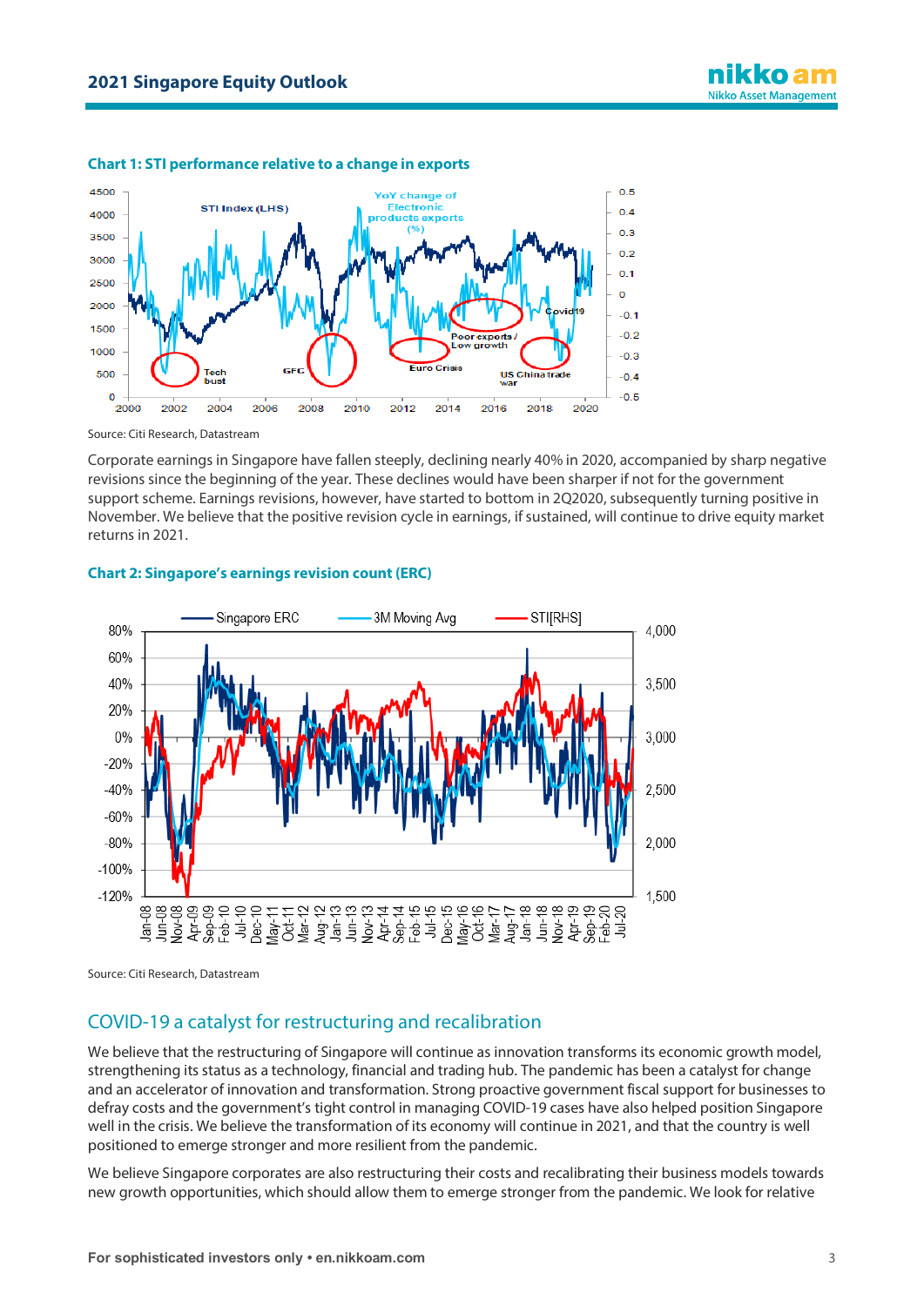**Chart 1: STI performance relative to a change in exports**

Source: Citi Research, Datastream

Corporate earnings in Singapore have fallen steeply, declining nearly 40% in 2020, accompanied by sharp negative revisions since the beginning of the year. These declines would have been sharper if not for the government support scheme. Earnings revisions, however, have started to bottom in 2Q2020, subsequently turning positive in November. We believe that the positive revision cycle in earnings, if sustained, will continue to drive equity market returns in 2021.

**Chart 2: Singapore's earnings revision count (ERC)**

Source: Citi Research, Datastream

## COVID-19 a catalyst for restructuring and recalibration

We believe that the restructuring of Singapore will continue as innovation transforms its economic growth model, strengthening its status as a technology, financial and trading hub. The pandemic has been a catalyst for change and an accelerator of innovation and transformation. Strong proactive government fiscal support for businesses to defray costs and the government's tight control in managing COVID-19 cases have also helped position Singapore well in the crisis. We believe the transformation of its economy will continue in 2021, and that the country is well positioned to emerge stronger and more resilient from the pandemic.

We believe Singapore corporates are also restructuring their costs and recalibrating their business models towards new growth opportunities, which should allow them to emerge stronger from the pandemic. We look for relative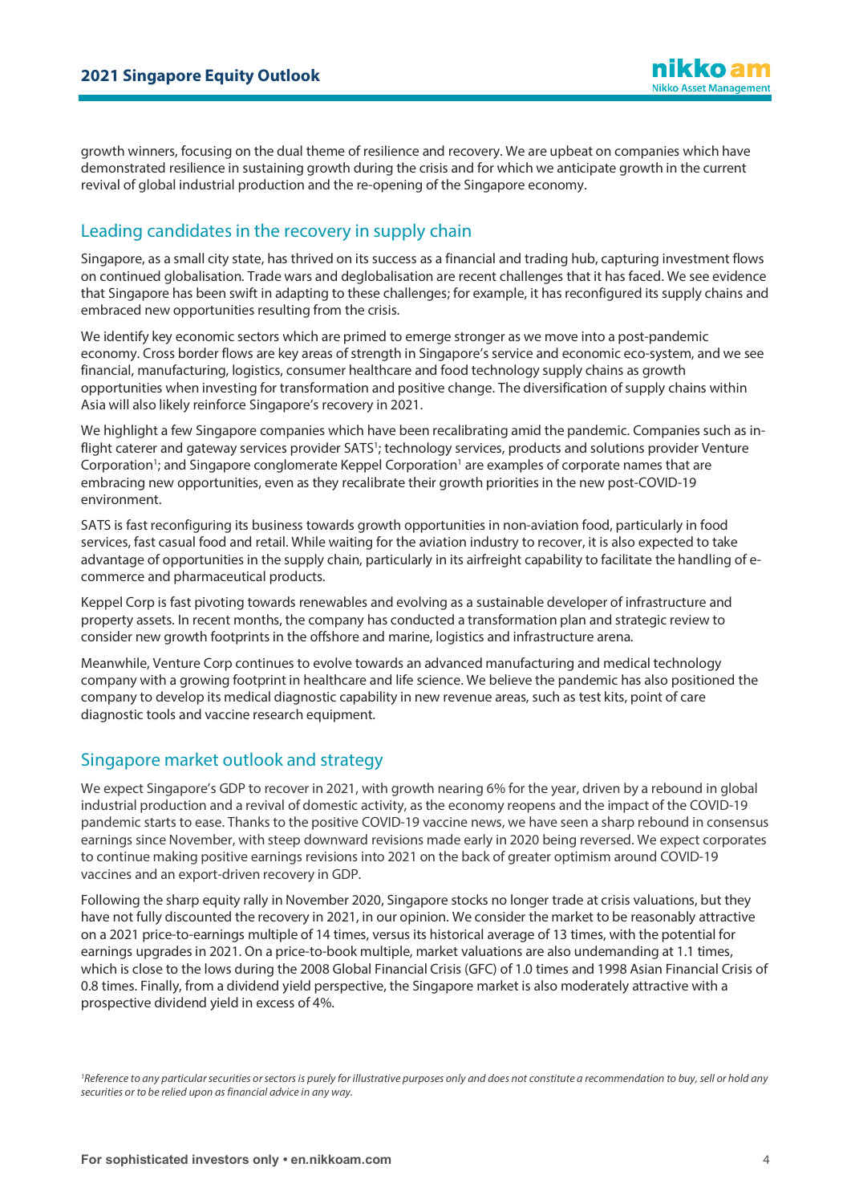growth winners, focusing on the dual theme of resilience and recovery. We are upbeat on companies which have demonstrated resilience in sustaining growth during the crisis and for which we anticipate growth in the current revival of global industrial production and the re-opening of the Singapore economy.

## Leading candidates in the recovery in supply chain

Singapore, as a small city state, has thrived on its success as a financial and trading hub, capturing investment flows on continued globalisation. Trade wars and deglobalisation are recent challenges that it has faced. We see evidence that Singapore has been swift in adapting to these challenges; for example, it has reconfigured its supply chains and embraced new opportunities resulting from the crisis.

We identify key economic sectors which are primed to emerge stronger as we move into a post-pandemic economy. Cross border flows are key areas of strength in Singapore's service and economic eco-system, and we see financial, manufacturing, logistics, consumer healthcare and food technology supply chains as growth opportunities when investing for transformation and positive change. The diversification of supply chains within Asia will also likely reinforce Singapore's recovery in 2021.

We highlight a few Singapore companies which have been recalibrating amid the pandemic. Companies such as in-flight caterer and gateway services provider SATS[1]; technology services, products and solutions provider Venture Corporation[1]; and Singapore conglomerate Keppel Corporation[1] are examples of corporate names that are embracing new opportunities, even as they recalibrate their growth priorities in the new post-COVID-19 environment.

SATS is fast reconfiguring its business towards growth opportunities in non-aviation food, particularly in food services, fast casual food and retail. While waiting for the aviation industry to recover, it is also expected to take advantage of opportunities in the supply chain, particularly in its airfreight capability to facilitate the handling of e-commerce and pharmaceutical products.

Keppel Corp is fast pivoting towards renewables and evolving as a sustainable developer of infrastructure and property assets. In recent months, the company has conducted a transformation plan and strategic review to consider new growth footprints in the offshore and marine, logistics and infrastructure arena.

Meanwhile, Venture Corp continues to evolve towards an advanced manufacturing and medical technology company with a growing footprint in healthcare and life science. We believe the pandemic has also positioned the company to develop its medical diagnostic capability in new revenue areas, such as test kits, point of care diagnostic tools and vaccine research equipment.

## Singapore market outlook and strategy

We expect Singapore's GDP to recover in 2021, with growth nearing 6% for the year, driven by a rebound in global industrial production and a revival of domestic activity, as the economy reopens and the impact of the COVID-19 pandemic starts to ease. Thanks to the positive COVID-19 vaccine news, we have seen a sharp rebound in consensus earnings since November, with steep downward revisions made early in 2020 being reversed. We expect corporates to continue making positive earnings revisions into 2021 on the back of greater optimism around COVID-19 vaccines and an export-driven recovery in GDP.

Following the sharp equity rally in November 2020, Singapore stocks no longer trade at crisis valuations, but they have not fully discounted the recovery in 2021, in our opinion. We consider the market to be reasonably attractive on a 2021 price-to-earnings multiple of 14 times, versus its historical average of 13 times, with the potential for earnings upgrades in 2021. On a price-to-book multiple, market valuations are also undemanding at 1.1 times, which is close to the lows during the 2008 Global Financial Crisis (GFC) of 1.0 times and 1998 Asian Financial Crisis of 0.8 times. Finally, from a dividend yield perspective, the Singapore market is also moderately attractive with a prospective dividend yield in excess of 4%.

*[1]Reference to any particular securities or sectors is purely for illustrative purposes only and does not constitute a recommendation to buy, sell or hold any securities or to be relied upon as financial advice in any way.*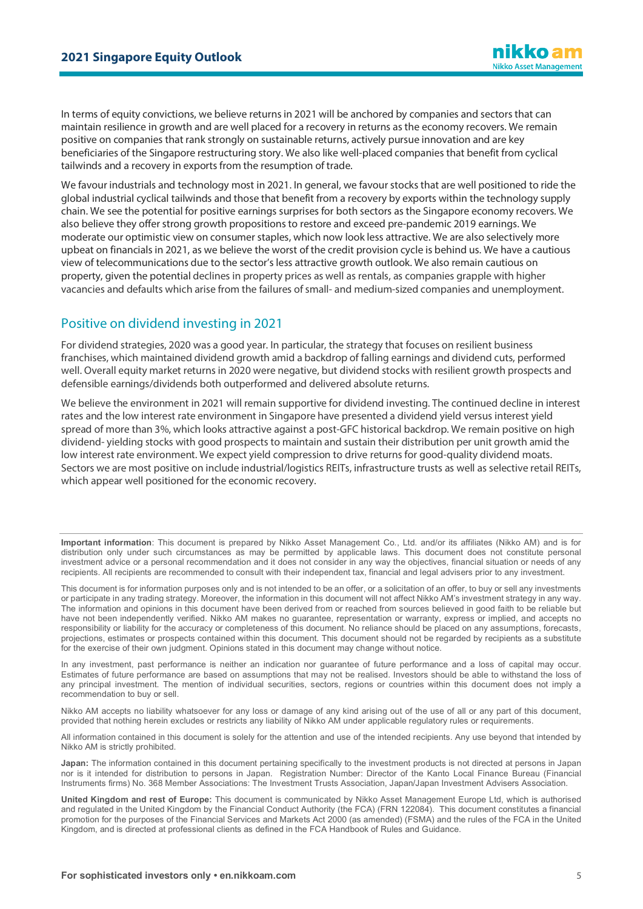In terms of equity convictions, we believe returns in 2021 will be anchored by companies and sectors that can maintain resilience in growth and are well placed for a recovery in returns as the economy recovers. We remain positive on companies that rank strongly on sustainable returns, actively pursue innovation and are key beneficiaries of the Singapore restructuring story. We also like well-placed companies that benefit from cyclical tailwinds and a recovery in exports from the resumption of trade.

We favour industrials and technology most in 2021. In general, we favour stocks that are well positioned to ride the global industrial cyclical tailwinds and those that benefit from a recovery by exports within the technology supply chain. We see the potential for positive earnings surprises for both sectors as the Singapore economy recovers. We also believe they offer strong growth propositions to restore and exceed pre-pandemic 2019 earnings. We moderate our optimistic view on consumer staples, which now look less attractive. We are also selectively more upbeat on financials in 2021, as we believe the worst of the credit provision cycle is behind us. We have a cautious view of telecommunications due to the sector's less attractive growth outlook. We also remain cautious on property, given the potential declines in property prices as well as rentals, as companies grapple with higher vacancies and defaults which arise from the failures of small- and medium-sized companies and unemployment.

## Positive on dividend investing in 2021

For dividend strategies, 2020 was a good year. In particular, the strategy that focuses on resilient business franchises, which maintained dividend growth amid a backdrop of falling earnings and dividend cuts, performed well. Overall equity market returns in 2020 were negative, but dividend stocks with resilient growth prospects and defensible earnings/dividends both outperformed and delivered absolute returns.

We believe the environment in 2021 will remain supportive for dividend investing. The continued decline in interest rates and the low interest rate environment in Singapore have presented a dividend yield versus interest yield spread of more than 3%, which looks attractive against a post-GFC historical backdrop. We remain positive on high dividend- yielding stocks with good prospects to maintain and sustain their distribution per unit growth amid the low interest rate environment. We expect yield compression to drive returns for good-quality dividend moats. Sectors we are most positive on include industrial/logistics REITs, infrastructure trusts as well as selective retail REITs, which appear well positioned for the economic recovery.

---

**Important information**: This document is prepared by Nikko Asset Management Co., Ltd. and/or its affiliates (Nikko AM) and is for distribution only under such circumstances as may be permitted by applicable laws. This document does not constitute personal investment advice or a personal recommendation and it does not consider in any way the objectives, financial situation or needs of any recipients. All recipients are recommended to consult with their independent tax, financial and legal advisers prior to any investment.

This document is for information purposes only and is not intended to be an offer, or a solicitation of an offer, to buy or sell any investments or participate in any trading strategy. Moreover, the information in this document will not affect Nikko AM's investment strategy in any way. The information and opinions in this document have been derived from or reached from sources believed in good faith to be reliable but have not been independently verified. Nikko AM makes no guarantee, representation or warranty, express or implied, and accepts no responsibility or liability for the accuracy or completeness of this document. No reliance should be placed on any assumptions, forecasts, projections, estimates or prospects contained within this document. This document should not be regarded by recipients as a substitute for the exercise of their own judgment. Opinions stated in this document may change without notice.

In any investment, past performance is neither an indication nor guarantee of future performance and a loss of capital may occur. Estimates of future performance are based on assumptions that may not be realised. Investors should be able to withstand the loss of any principal investment. The mention of individual securities, sectors, regions or countries within this document does not imply a recommendation to buy or sell.

Nikko AM accepts no liability whatsoever for any loss or damage of any kind arising out of the use of all or any part of this document, provided that nothing herein excludes or restricts any liability of Nikko AM under applicable regulatory rules or requirements.

All information contained in this document is solely for the attention and use of the intended recipients. Any use beyond that intended by Nikko AM is strictly prohibited.

**Japan:** The information contained in this document pertaining specifically to the investment products is not directed at persons in Japan nor is it intended for distribution to persons in Japan. Registration Number: Director of the Kanto Local Finance Bureau (Financial Instruments firms) No. 368 Member Associations: The Investment Trusts Association, Japan/Japan Investment Advisers Association.

**United Kingdom and rest of Europe:** This document is communicated by Nikko Asset Management Europe Ltd, which is authorised and regulated in the United Kingdom by the Financial Conduct Authority (the FCA) (FRN 122084). This document constitutes a financial promotion for the purposes of the Financial Services and Markets Act 2000 (as amended) (FSMA) and the rules of the FCA in the United Kingdom, and is directed at professional clients as defined in the FCA Handbook of Rules and Guidance.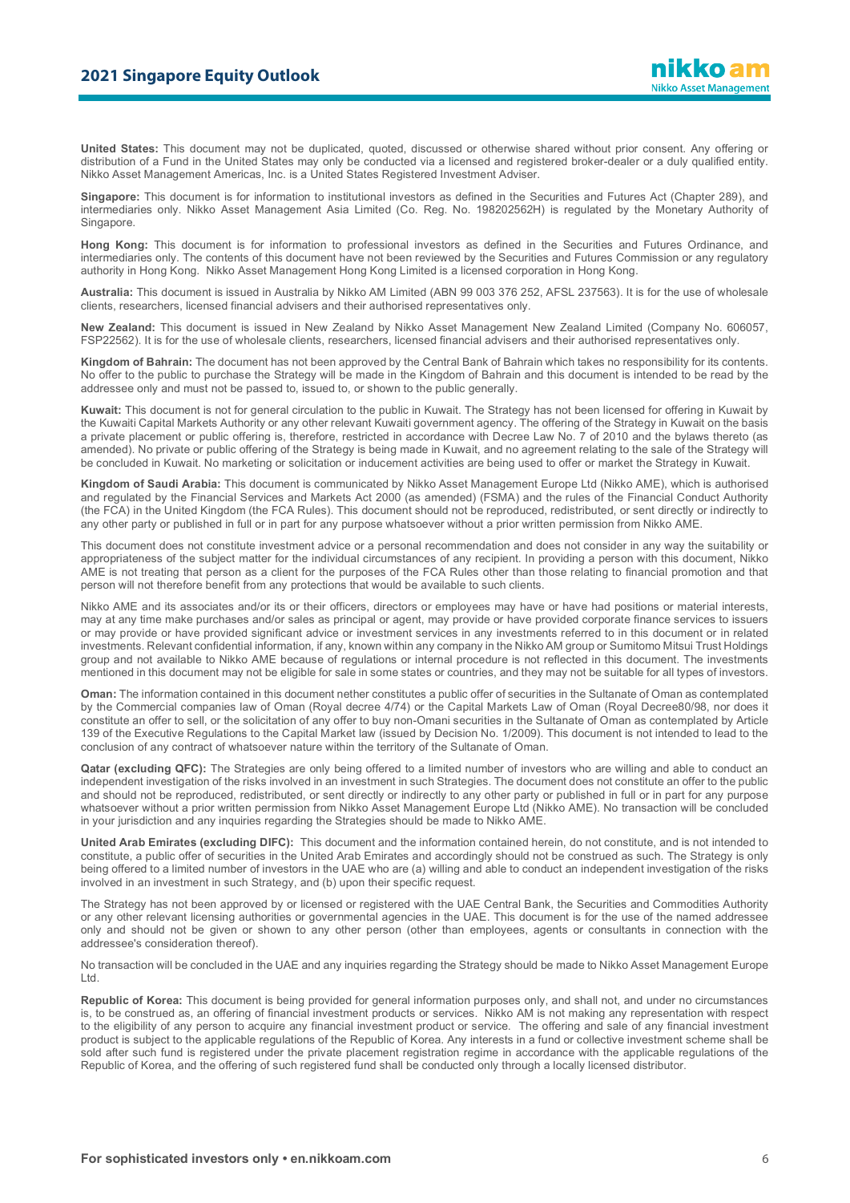**United States:** This document may not be duplicated, quoted, discussed or otherwise shared without prior consent. Any offering or distribution of a Fund in the United States may only be conducted via a licensed and registered broker-dealer or a duly qualified entity. Nikko Asset Management Americas, Inc. is a United States Registered Investment Adviser.

**Singapore:** This document is for information to institutional investors as defined in the Securities and Futures Act (Chapter 289), and intermediaries only. Nikko Asset Management Asia Limited (Co. Reg. No. 198202562H) is regulated by the Monetary Authority of Singapore.

**Hong Kong:** This document is for information to professional investors as defined in the Securities and Futures Ordinance, and intermediaries only. The contents of this document have not been reviewed by the Securities and Futures Commission or any regulatory authority in Hong Kong. Nikko Asset Management Hong Kong Limited is a licensed corporation in Hong Kong.

**Australia:** This document is issued in Australia by Nikko AM Limited (ABN 99 003 376 252, AFSL 237563). It is for the use of wholesale clients, researchers, licensed financial advisers and their authorised representatives only.

**New Zealand:** This document is issued in New Zealand by Nikko Asset Management New Zealand Limited (Company No. 606057, FSP22562). It is for the use of wholesale clients, researchers, licensed financial advisers and their authorised representatives only.

**Kingdom of Bahrain:** The document has not been approved by the Central Bank of Bahrain which takes no responsibility for its contents. No offer to the public to purchase the Strategy will be made in the Kingdom of Bahrain and this document is intended to be read by the addressee only and must not be passed to, issued to, or shown to the public generally.

**Kuwait:** This document is not for general circulation to the public in Kuwait. The Strategy has not been licensed for offering in Kuwait by the Kuwaiti Capital Markets Authority or any other relevant Kuwaiti government agency. The offering of the Strategy in Kuwait on the basis a private placement or public offering is, therefore, restricted in accordance with Decree Law No. 7 of 2010 and the bylaws thereto (as amended). No private or public offering of the Strategy is being made in Kuwait, and no agreement relating to the sale of the Strategy will be concluded in Kuwait. No marketing or solicitation or inducement activities are being used to offer or market the Strategy in Kuwait.

**Kingdom of Saudi Arabia:** This document is communicated by Nikko Asset Management Europe Ltd (Nikko AME), which is authorised and regulated by the Financial Services and Markets Act 2000 (as amended) (FSMA) and the rules of the Financial Conduct Authority (the FCA) in the United Kingdom (the FCA Rules). This document should not be reproduced, redistributed, or sent directly or indirectly to any other party or published in full or in part for any purpose whatsoever without a prior written permission from Nikko AME.

This document does not constitute investment advice or a personal recommendation and does not consider in any way the suitability or appropriateness of the subject matter for the individual circumstances of any recipient. In providing a person with this document, Nikko AME is not treating that person as a client for the purposes of the FCA Rules other than those relating to financial promotion and that person will not therefore benefit from any protections that would be available to such clients.

Nikko AME and its associates and/or its or their officers, directors or employees may have or have had positions or material interests, may at any time make purchases and/or sales as principal or agent, may provide or have provided corporate finance services to issuers or may provide or have provided significant advice or investment services in any investments referred to in this document or in related investments. Relevant confidential information, if any, known within any company in the Nikko AM group or Sumitomo Mitsui Trust Holdings group and not available to Nikko AME because of regulations or internal procedure is not reflected in this document. The investments mentioned in this document may not be eligible for sale in some states or countries, and they may not be suitable for all types of investors.

**Oman:** The information contained in this document nether constitutes a public offer of securities in the Sultanate of Oman as contemplated by the Commercial companies law of Oman (Royal decree 4/74) or the Capital Markets Law of Oman (Royal Decree80/98, nor does it constitute an offer to sell, or the solicitation of any offer to buy non-Omani securities in the Sultanate of Oman as contemplated by Article 139 of the Executive Regulations to the Capital Market law (issued by Decision No. 1/2009). This document is not intended to lead to the conclusion of any contract of whatsoever nature within the territory of the Sultanate of Oman.

**Qatar (excluding QFC):** The Strategies are only being offered to a limited number of investors who are willing and able to conduct an independent investigation of the risks involved in an investment in such Strategies. The document does not constitute an offer to the public and should not be reproduced, redistributed, or sent directly or indirectly to any other party or published in full or in part for any purpose whatsoever without a prior written permission from Nikko Asset Management Europe Ltd (Nikko AME). No transaction will be concluded in your jurisdiction and any inquiries regarding the Strategies should be made to Nikko AME.

**United Arab Emirates (excluding DIFC):** This document and the information contained herein, do not constitute, and is not intended to constitute, a public offer of securities in the United Arab Emirates and accordingly should not be construed as such. The Strategy is only being offered to a limited number of investors in the UAE who are (a) willing and able to conduct an independent investigation of the risks involved in an investment in such Strategy, and (b) upon their specific request.

The Strategy has not been approved by or licensed or registered with the UAE Central Bank, the Securities and Commodities Authority or any other relevant licensing authorities or governmental agencies in the UAE. This document is for the use of the named addressee only and should not be given or shown to any other person (other than employees, agents or consultants in connection with the addressee's consideration thereof).

No transaction will be concluded in the UAE and any inquiries regarding the Strategy should be made to Nikko Asset Management Europe Ltd.

**Republic of Korea:** This document is being provided for general information purposes only, and shall not, and under no circumstances is, to be construed as, an offering of financial investment products or services. Nikko AM is not making any representation with respect to the eligibility of any person to acquire any financial investment product or service. The offering and sale of any financial investment product is subject to the applicable regulations of the Republic of Korea. Any interests in a fund or collective investment scheme shall be sold after such fund is registered under the private placement registration regime in accordance with the applicable regulations of the Republic of Korea, and the offering of such registered fund shall be conducted only through a locally licensed distributor.